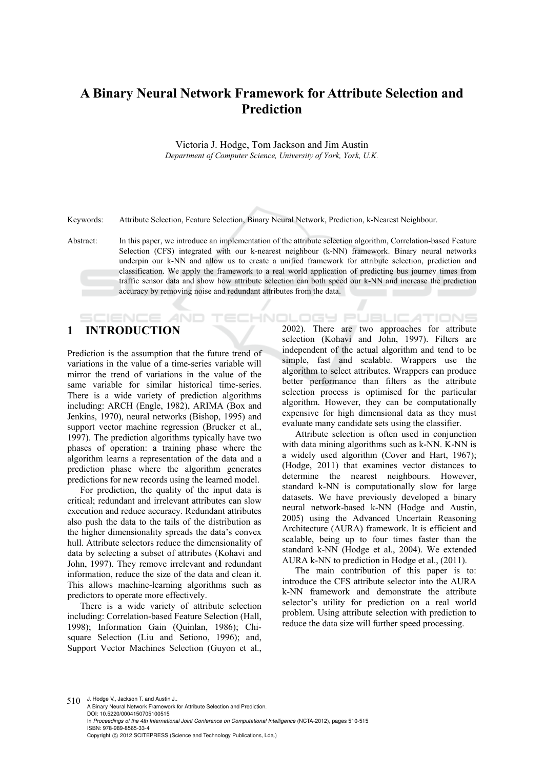# A Binary Neural Network Framework for Attribute Selection and Prediction

Victoria J. Hodge, Tom Jackson and Jim Austin

*Department of Computer Science, University of York, York, U.K.*

Keywords: Attribute Selection, Feature Selection, Binary Neural Network, Prediction, k-Nearest Neighbour.

Abstract: In this paper, we introduce an implementation of the attribute selection algorithm, Correlation-based Feature Selection (CFS) integrated with our k-nearest neighbour (k-NN) framework. Binary neural networks underpin our k-NN and allow us to create a unified framework for attribute selection, prediction and classification. We apply the framework to a real world application of predicting bus journey times from traffic sensor data and show how attribute selection can both speed our k-NN and increase the prediction accuracy by removing noise and redundant attributes from the data.

## 1 INTRODUCTION

Prediction is the assumption that the future trend of variations in the value of a time-series variable will mirror the trend of variations in the value of the same variable for similar historical time-series. There is a wide variety of prediction algorithms including: ARCH (Engle, 1982), ARIMA (Box and Jenkins, 1970), neural networks (Bishop, 1995) and support vector machine regression (Brucker et al., 1997). The prediction algorithms typically have two phases of operation: a training phase where the algorithm learns a representation of the data and a prediction phase where the algorithm generates predictions for new records using the learned model.

For prediction, the quality of the input data is critical; redundant and irrelevant attributes can slow execution and reduce accuracy. Redundant attributes also push the data to the tails of the distribution as the higher dimensionality spreads the data's convex hull. Attribute selectors reduce the dimensionality of data by selecting a subset of attributes (Kohavi and John, 1997). They remove irrelevant and redundant information, reduce the size of the data and clean it. This allows machine-learning algorithms such as predictors to operate more effectively.

There is a wide variety of attribute selection including: Correlation-based Feature Selection (Hall, 1998); Information Gain (Quinlan, 1986); Chi-square Selection (Liu and Setiono, 1996); and, Support Vector Machines Selection (Guyon et al., 2002). There are two approaches for attribute selection (Kohavi and John, 1997). Filters are independent of the actual algorithm and tend to be simple, fast and scalable. Wrappers use the algorithm to select attributes. Wrappers can produce better performance than filters as the attribute selection process is optimised for the particular algorithm. However, they can be computationally expensive for high dimensional data as they must evaluate many candidate sets using the classifier.

Attribute selection is often used in conjunction with data mining algorithms such as k-NN. K-NN is a widely used algorithm (Cover and Hart, 1967); (Hodge, 2011) that examines vector distances to determine the nearest neighbours. However, standard k-NN is computationally slow for large datasets. We have previously developed a binary neural network-based k-NN (Hodge and Austin, 2005) using the Advanced Uncertain Reasoning Architecture (AURA) framework. It is efficient and scalable, being up to four times faster than the standard k-NN (Hodge et al., 2004). We extended AURA k-NN to prediction in Hodge et al., (2011).

The main contribution of this paper is to: introduce the CFS attribute selector into the AURA k-NN framework and demonstrate the attribute selector's utility for prediction on a real world problem. Using attribute selection with prediction to reduce the data size will further speed processing.

J. Hodge V., Jackson T. and Austin J..
A Binary Neural Network Framework for Attribute Selection and Prediction.
DOI: 10.5220/0004150705100515
In *Proceedings of the 4th International Joint Conference on Computational Intelligence* (NCTA-2012), pages 510-515
ISBN: 978-989-8565-33-4
Copyright © 2012 SCITEPRESS (Science and Technology Publications, Lda.)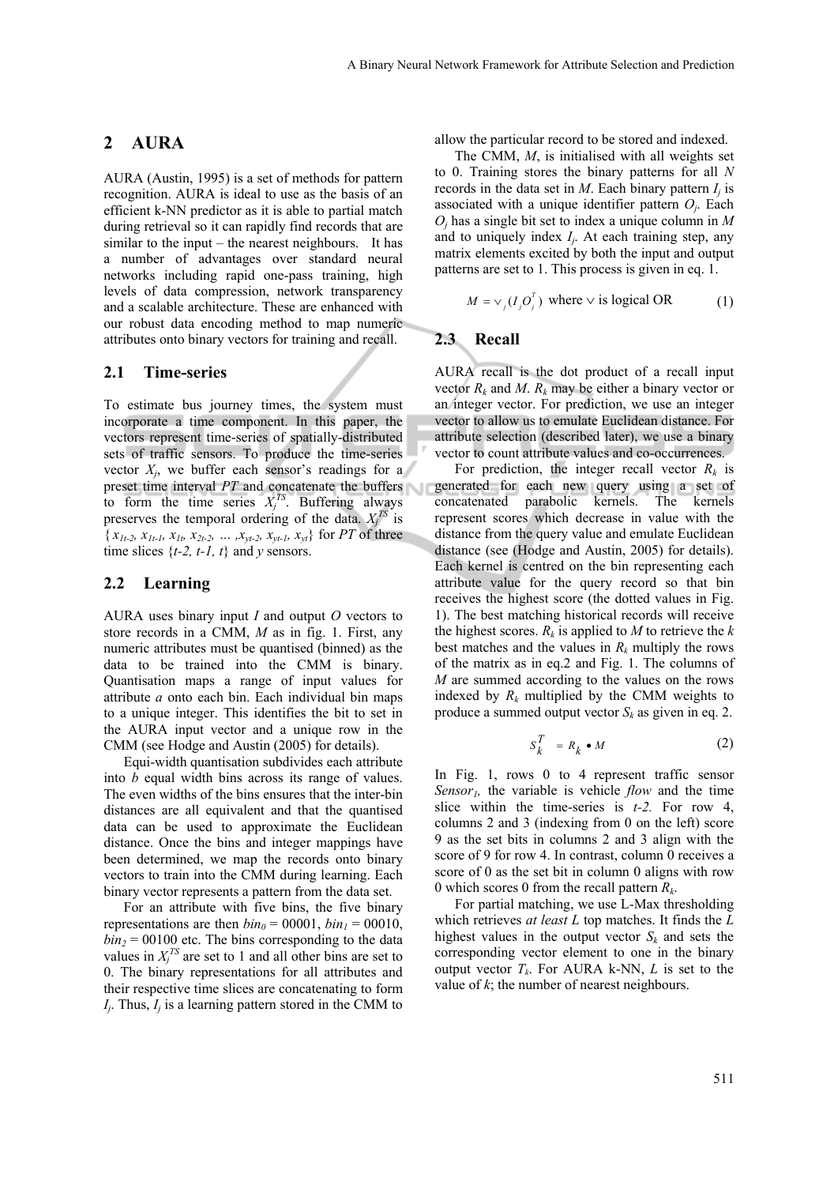## 2 AURA

AURA (Austin, 1995) is a set of methods for pattern recognition. AURA is ideal to use as the basis of an efficient k-NN predictor as it is able to partial match during retrieval so it can rapidly find records that are similar to the input – the nearest neighbours. It has a number of advantages over standard neural networks including rapid one-pass training, high levels of data compression, network transparency and a scalable architecture. These are enhanced with our robust data encoding method to map numeric attributes onto binary vectors for training and recall.

### 2.1 Time-series

To estimate bus journey times, the system must incorporate a time component. In this paper, the vectors represent time-series of spatially-distributed sets of traffic sensors. To produce the time-series vector $X_j$, we buffer each sensor's readings for a preset time interval *PT* and concatenate the buffers to form the time series $X_j^{TS}$. Buffering always preserves the temporal ordering of the data. $X_j^{TS}$ is $\{x_{1t-2}, x_{1t-1}, x_{1t}, x_{2t-2}, \ldots, x_{yt-2}, x_{yt-1}, x_{yt}\}$ for *PT* of three time slices $\{t-2, t-1, t\}$ and *y* sensors.

### 2.2 Learning

AURA uses binary input *I* and output *O* vectors to store records in a CMM, *M* as in fig. 1. First, any numeric attributes must be quantised (binned) as the data to be trained into the CMM is binary. Quantisation maps a range of input values for attribute *a* onto each bin. Each individual bin maps to a unique integer. This identifies the bit to set in the AURA input vector and a unique row in the CMM (see Hodge and Austin (2005) for details).

Equi-width quantisation subdivides each attribute into *b* equal width bins across its range of values. The even widths of the bins ensures that the inter-bin distances are all equivalent and that the quantised data can be used to approximate the Euclidean distance. Once the bins and integer mappings have been determined, we map the records onto binary vectors to train into the CMM during learning. Each binary vector represents a pattern from the data set.

For an attribute with five bins, the five binary representations are then $bin_0$ = 00001, $bin_1$ = 00010, $bin_2$ = 00100 etc. The bins corresponding to the data values in $X_j^{TS}$ are set to 1 and all other bins are set to 0. The binary representations for all attributes and their respective time slices are concatenating to form $I_j$. Thus, $I_j$ is a learning pattern stored in the CMM to allow the particular record to be stored and indexed.

The CMM, *M*, is initialised with all weights set to 0. Training stores the binary patterns for all *N* records in the data set in *M*. Each binary pattern $I_j$ is associated with a unique identifier pattern $O_j$. Each $O_j$ has a single bit set to index a unique column in *M* and to uniquely index $I_j$. At each training step, any matrix elements excited by both the input and output patterns are set to 1. This process is given in eq. 1.

$$M = \vee_j (I_j O_j^T) \text{ where } \vee \text{ is logical OR} \tag{1}$$

### 2.3 Recall

AURA recall is the dot product of a recall input vector $R_k$ and *M*. $R_k$ may be either a binary vector or an integer vector. For prediction, we use an integer vector to allow us to emulate Euclidean distance. For attribute selection (described later), we use a binary vector to count attribute values and co-occurrences.

For prediction, the integer recall vector $R_k$ is generated for each new query using a set of concatenated parabolic kernels. The kernels represent scores which decrease in value with the distance from the query value and emulate Euclidean distance (see (Hodge and Austin, 2005) for details). Each kernel is centred on the bin representing each attribute value for the query record so that bin receives the highest score (the dotted values in Fig. 1). The best matching historical records will receive the highest scores. $R_k$ is applied to *M* to retrieve the *k* best matches and the values in $R_k$ multiply the rows of the matrix as in eq.2 and Fig. 1. The columns of *M* are summed according to the values on the rows indexed by $R_k$ multiplied by the CMM weights to produce a summed output vector $S_k$ as given in eq. 2.

$$S_k^T = R_k \bullet M \tag{2}$$

In Fig. 1, rows 0 to 4 represent traffic sensor $Sensor_1$, the variable is vehicle *flow* and the time slice within the time-series is *t-2.* For row 4, columns 2 and 3 (indexing from 0 on the left) score 9 as the set bits in columns 2 and 3 align with the score of 9 for row 4. In contrast, column 0 receives a score of 0 as the set bit in column 0 aligns with row 0 which scores 0 from the recall pattern $R_k$.

For partial matching, we use L-Max thresholding which retrieves *at least L* top matches. It finds the *L* highest values in the output vector $S_k$ and sets the corresponding vector element to one in the binary output vector $T_k$. For AURA k-NN, *L* is set to the value of *k*; the number of nearest neighbours.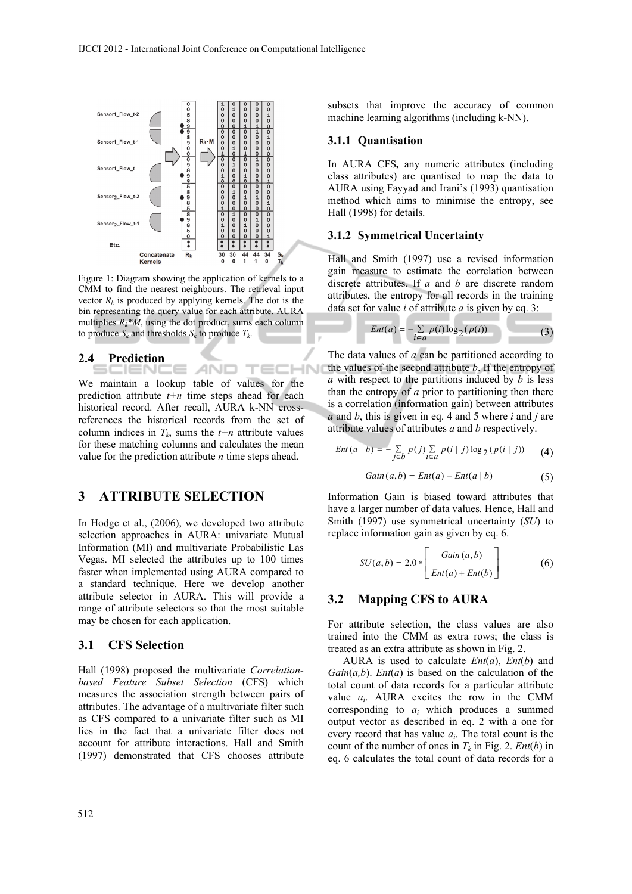Figure 1: Diagram showing the application of kernels to a CMM to find the nearest neighbours. The retrieval input vector $R_k$ is produced by applying kernels. The dot is the bin representing the query value for each attribute. AURA multiplies $R_k*M$, using the dot product, sums each column to produce $S_k$ and thresholds $S_k$ to produce $T_k$.

## 2.4 Prediction

We maintain a lookup table of values for the prediction attribute $t+n$ time steps ahead for each historical record. After recall, AURA k-NN cross-references the historical records from the set of column indices in $T_k$, sums the $t+n$ attribute values for these matching columns and calculates the mean value for the prediction attribute $n$ time steps ahead.

# 3 ATTRIBUTE SELECTION

In Hodge et al., (2006), we developed two attribute selection approaches in AURA: univariate Mutual Information (MI) and multivariate Probabilistic Las Vegas. MI selected the attributes up to 100 times faster when implemented using AURA compared to a standard technique. Here we develop another attribute selector in AURA. This will provide a range of attribute selectors so that the most suitable may be chosen for each application.

## 3.1 CFS Selection

Hall (1998) proposed the multivariate *Correlation-based Feature Subset Selection* (CFS) which measures the association strength between pairs of attributes. The advantage of a multivariate filter such as CFS compared to a univariate filter such as MI lies in the fact that a univariate filter does not account for attribute interactions. Hall and Smith (1997) demonstrated that CFS chooses attribute subsets that improve the accuracy of common machine learning algorithms (including k-NN).

### 3.1.1 Quantisation

In AURA CFS, any numeric attributes (including class attributes) are quantised to map the data to AURA using Fayyad and Irani's (1993) quantisation method which aims to minimise the entropy, see Hall (1998) for details.

### 3.1.2 Symmetrical Uncertainty

Hall and Smith (1997) use a revised information gain measure to estimate the correlation between discrete attributes. If $a$ and $b$ are discrete random attributes, the entropy for all records in the training data set for value $i$ of attribute $a$ is given by eq. 3:

$$Ent(a) = -\sum_{i \in a} p(i) \log_2(p(i)) \tag{3}$$

The data values of $a$ can be partitioned according to the values of the second attribute $b$. If the entropy of $a$ with respect to the partitions induced by $b$ is less than the entropy of $a$ prior to partitioning then there is a correlation (information gain) between attributes $a$ and $b$, this is given in eq. 4 and 5 where $i$ and $j$ are attribute values of attributes $a$ and $b$ respectively.

$$Ent(a \mid b) = -\sum_{j \in b} p(j) \sum_{i \in a} p(i \mid j) \log_2(p(i \mid j)) \tag{4}$$

$$Gain(a,b) = Ent(a) - Ent(a \mid b) \tag{5}$$

Information Gain is biased toward attributes that have a larger number of data values. Hence, Hall and Smith (1997) use symmetrical uncertainty (*SU*) to replace information gain as given by eq. 6.

$$SU(a,b) = 2.0 * \left[ \frac{Gain(a,b)}{Ent(a) + Ent(b)} \right] \tag{6}$$

## 3.2 Mapping CFS to AURA

For attribute selection, the class values are also trained into the CMM as extra rows; the class is treated as an extra attribute as shown in Fig. 2.

AURA is used to calculate $Ent(a)$, $Ent(b)$ and $Gain(a,b)$. $Ent(a)$ is based on the calculation of the total count of data records for a particular attribute value $a_i$. AURA excites the row in the CMM corresponding to $a_i$ which produces a summed output vector as described in eq. 2 with a one for every record that has value $a_i$. The total count is the count of the number of ones in $T_k$ in Fig. 2. $Ent(b)$ in eq. 6 calculates the total count of data records for a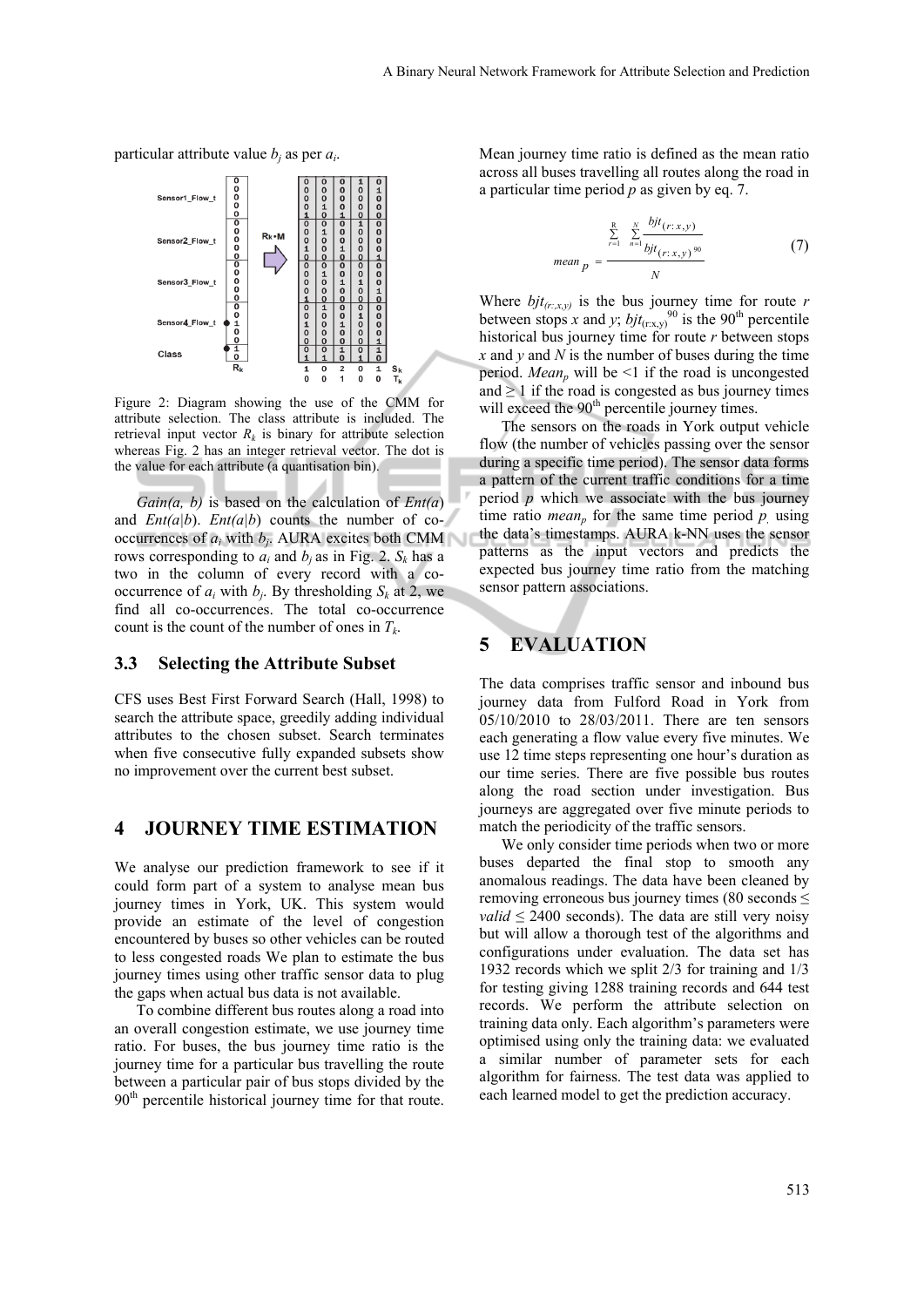particular attribute value $b_j$ as per $a_i$.

Figure 2: Diagram showing the use of the CMM for attribute selection. The class attribute is included. The retrieval input vector $R_k$ is binary for attribute selection whereas Fig. 2 has an integer retrieval vector. The dot is the value for each attribute (a quantisation bin).

*Gain(a, b)* is based on the calculation of *Ent(a)* and *Ent(a|b)*. *Ent(a|b)* counts the number of co-occurrences of $a_i$ with $b_j$. AURA excites both CMM rows corresponding to $a_i$ and $b_j$ as in Fig. 2. $S_k$ has a two in the column of every record with a co-occurrence of $a_i$ with $b_j$. By thresholding $S_k$ at 2, we find all co-occurrences. The total co-occurrence count is the count of the number of ones in $T_k$.

### 3.3 Selecting the Attribute Subset

CFS uses Best First Forward Search (Hall, 1998) to search the attribute space, greedily adding individual attributes to the chosen subset. Search terminates when five consecutive fully expanded subsets show no improvement over the current best subset.

## 4 JOURNEY TIME ESTIMATION

We analyse our prediction framework to see if it could form part of a system to analyse mean bus journey times in York, UK. This system would provide an estimate of the level of congestion encountered by buses so other vehicles can be routed to less congested roads We plan to estimate the bus journey times using other traffic sensor data to plug the gaps when actual bus data is not available.

To combine different bus routes along a road into an overall congestion estimate, we use journey time ratio. For buses, the bus journey time ratio is the journey time for a particular bus travelling the route between a particular pair of bus stops divided by the 90th percentile historical journey time for that route. Mean journey time ratio is defined as the mean ratio across all buses travelling all routes along the road in a particular time period $p$ as given by eq. 7.

$$mean_p = \frac{\sum_{r=1}^{R} \sum_{n=1}^{N} \frac{bjt(r:x,y)}{bjt(r:x,y)^{90}}}{N} \tag{7}$$

Where $bjt_{(r:,x,y)}$ is the bus journey time for route $r$ between stops $x$ and $y$; $bjt_{(r:x,y)}^{90}$ is the 90th percentile historical bus journey time for route $r$ between stops $x$ and $y$ and $N$ is the number of buses during the time period. $Mean_p$ will be <1 if the road is uncongested and $\geq 1$ if the road is congested as bus journey times will exceed the 90th percentile journey times.

The sensors on the roads in York output vehicle flow (the number of vehicles passing over the sensor during a specific time period). The sensor data forms a pattern of the current traffic conditions for a time period $p$ which we associate with the bus journey time ratio $mean_p$ for the same time period $p$, using the data's timestamps. AURA k-NN uses the sensor patterns as the input vectors and predicts the expected bus journey time ratio from the matching sensor pattern associations.

## 5 EVALUATION

The data comprises traffic sensor and inbound bus journey data from Fulford Road in York from 05/10/2010 to 28/03/2011. There are ten sensors each generating a flow value every five minutes. We use 12 time steps representing one hour's duration as our time series. There are five possible bus routes along the road section under investigation. Bus journeys are aggregated over five minute periods to match the periodicity of the traffic sensors.

We only consider time periods when two or more buses departed the final stop to smooth any anomalous readings. The data have been cleaned by removing erroneous bus journey times (80 seconds $\leq$ *valid* $\leq$ 2400 seconds). The data are still very noisy but will allow a thorough test of the algorithms and configurations under evaluation. The data set has 1932 records which we split 2/3 for training and 1/3 for testing giving 1288 training records and 644 test records. We perform the attribute selection on training data only. Each algorithm's parameters were optimised using only the training data: we evaluated a similar number of parameter sets for each algorithm for fairness. The test data was applied to each learned model to get the prediction accuracy.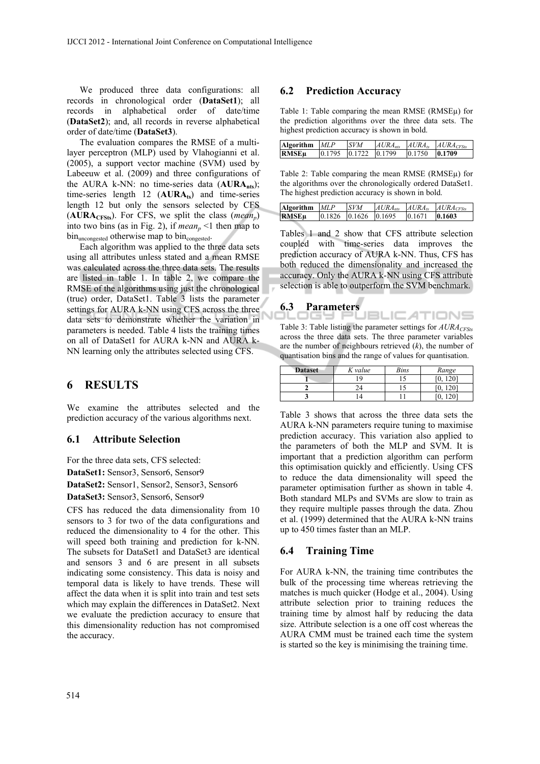We produced three data configurations: all records in chronological order (**DataSet1**); all records in alphabetical order of date/time (**DataSet2**); and, all records in reverse alphabetical order of date/time (**DataSet3**).

The evaluation compares the RMSE of a multi-layer perceptron (MLP) used by Vlahogianni et al. (2005), a support vector machine (SVM) used by Labeeuw et al. (2009) and three configurations of the AURA k-NN: no time-series data (**AURA$_{nts}$**); time-series length 12 (**AURA$_{ts}$**) and time-series length 12 but only the sensors selected by CFS (**AURA$_{CFSts}$**). For CFS, we split the class ($mean_p$) into two bins (as in Fig. 2), if $mean_p$ <1 then map to $bin_{uncongested}$ otherwise map to $bin_{congested}$.

Each algorithm was applied to the three data sets using all attributes unless stated and a mean RMSE was calculated across the three data sets. The results are listed in table 1. In table 2, we compare the RMSE of the algorithms using just the chronological (true) order, DataSet1. Table 3 lists the parameter settings for AURA k-NN using CFS across the three data sets to demonstrate whether the variation in parameters is needed. Table 4 lists the training times on all of DataSet1 for AURA k-NN and AURA k-NN learning only the attributes selected using CFS.

# 6 RESULTS

We examine the attributes selected and the prediction accuracy of the various algorithms next.

## 6.1 Attribute Selection

For the three data sets, CFS selected:

**DataSet1:** Sensor3, Sensor6, Sensor9

**DataSet2:** Sensor1, Sensor2, Sensor3, Sensor6

**DataSet3:** Sensor3, Sensor6, Sensor9

CFS has reduced the data dimensionality from 10 sensors to 3 for two of the data configurations and reduced the dimensionality to 4 for the other. This will speed both training and prediction for k-NN. The subsets for DataSet1 and DataSet3 are identical and sensors 3 and 6 are present in all subsets indicating some consistency. This data is noisy and temporal data is likely to have trends. These will affect the data when it is split into train and test sets which may explain the differences in DataSet2. Next we evaluate the prediction accuracy to ensure that this dimensionality reduction has not compromised the accuracy.

## 6.2 Prediction Accuracy

Table 1: Table comparing the mean RMSE (RMSEμ) for the prediction algorithms over the three data sets. The highest prediction accuracy is shown in bold.

| **Algorithm** | *MLP* | *SVM* | $AURA_{nts}$ | $AURA_{ts}$ | $AURA_{CFSts}$ |
|---|---|---|---|---|---|
| **RMSEμ** | 0.1795 | 0.1722 | 0.1799 | 0.1750 | **0.1709** |

Table 2: Table comparing the mean RMSE (RMSEμ) for the algorithms over the chronologically ordered DataSet1. The highest prediction accuracy is shown in bold.

| **Algorithm** | *MLP* | *SVM* | $AURA_{nts}$ | $AURA_{ts}$ | $AURA_{CFSts}$ |
|---|---|---|---|---|---|
| **RMSEμ** | 0.1826 | 0.1626 | 0.1695 | 0.1671 | **0.1603** |

Tables 1 and 2 show that CFS attribute selection coupled with time-series data improves the prediction accuracy of AURA k-NN. Thus, CFS has both reduced the dimensionality and increased the accuracy. Only the AURA k-NN using CFS attribute selection is able to outperform the SVM benchmark.

## 6.3 Parameters

Table 3: Table listing the parameter settings for $AURA_{CFSts}$ across the three data sets. The three parameter variables are the number of neighbours retrieved (*k*), the number of quantisation bins and the range of values for quantisation.

| **Dataset** | *K value* | *Bins* | *Range* |
|---|---|---|---|
| **1** | 19 | 15 | [0, 120] |
| **2** | 24 | 15 | [0, 120] |
| **3** | 14 | 11 | [0, 120] |

Table 3 shows that across the three data sets the AURA k-NN parameters require tuning to maximise prediction accuracy. This variation also applied to the parameters of both the MLP and SVM. It is important that a prediction algorithm can perform this optimisation quickly and efficiently. Using CFS to reduce the data dimensionality will speed the parameter optimisation further as shown in table 4. Both standard MLPs and SVMs are slow to train as they require multiple passes through the data. Zhou et al. (1999) determined that the AURA k-NN trains up to 450 times faster than an MLP.

## 6.4 Training Time

For AURA k-NN, the training time contributes the bulk of the processing time whereas retrieving the matches is much quicker (Hodge et al., 2004). Using attribute selection prior to training reduces the training time by almost half by reducing the data size. Attribute selection is a one off cost whereas the AURA CMM must be trained each time the system is started so the key is minimising the training time.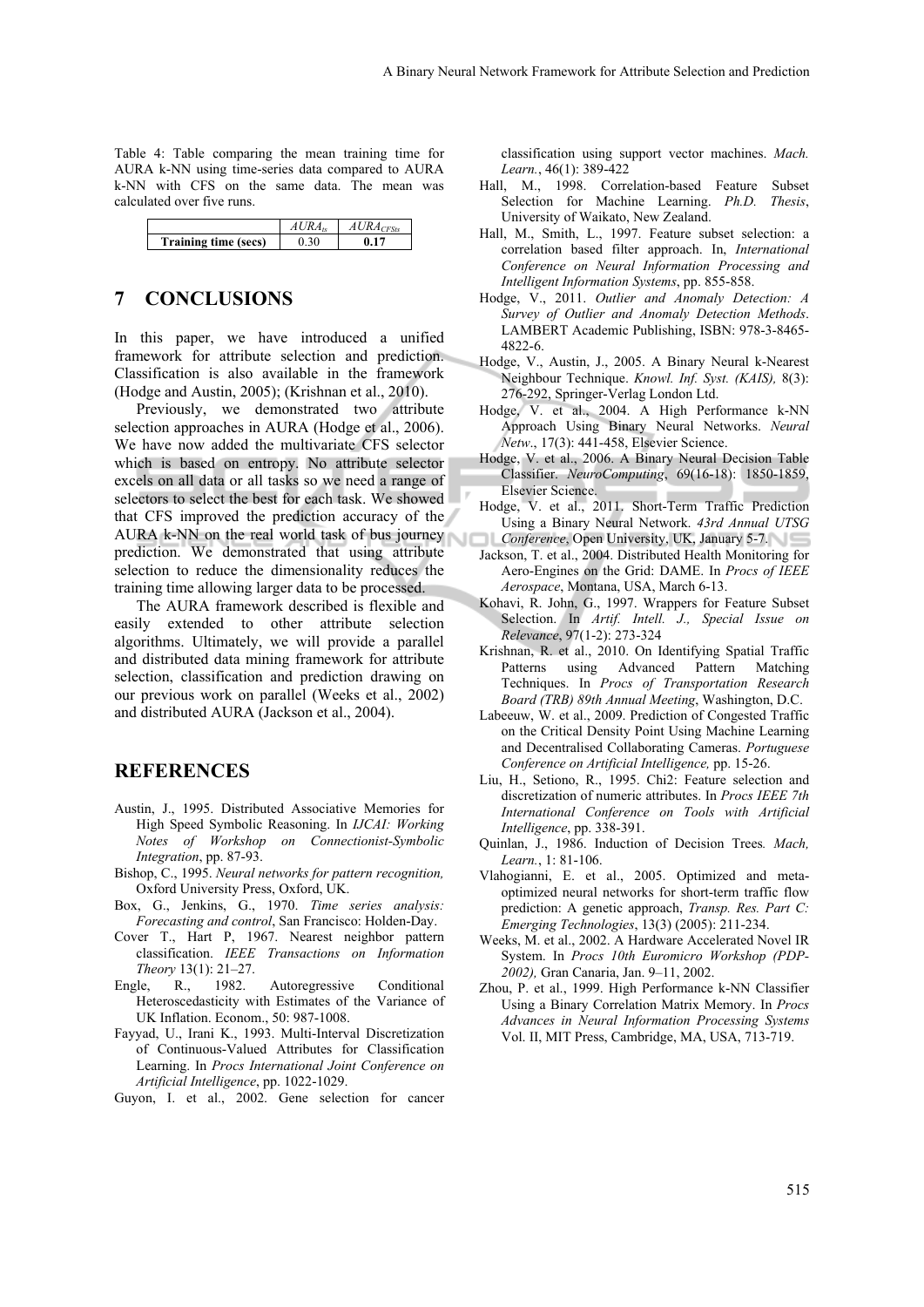Table 4: Table comparing the mean training time for AURA k-NN using time-series data compared to AURA k-NN with CFS on the same data. The mean was calculated over five runs.

| | $AURA_{ts}$ | $AURA_{CFSts}$ |
|---|---|---|
| **Training time (secs)** | 0.30 | **0.17** |

## 7 CONCLUSIONS

In this paper, we have introduced a unified framework for attribute selection and prediction. Classification is also available in the framework (Hodge and Austin, 2005); (Krishnan et al., 2010).

Previously, we demonstrated two attribute selection approaches in AURA (Hodge et al., 2006). We have now added the multivariate CFS selector which is based on entropy. No attribute selector excels on all data or all tasks so we need a range of selectors to select the best for each task. We showed that CFS improved the prediction accuracy of the AURA k-NN on the real world task of bus journey prediction. We demonstrated that using attribute selection to reduce the dimensionality reduces the training time allowing larger data to be processed.

The AURA framework described is flexible and easily extended to other attribute selection algorithms. Ultimately, we will provide a parallel and distributed data mining framework for attribute selection, classification and prediction drawing on our previous work on parallel (Weeks et al., 2002) and distributed AURA (Jackson et al., 2004).

## REFERENCES

Austin, J., 1995. Distributed Associative Memories for High Speed Symbolic Reasoning. In *IJCAI: Working Notes of Workshop on Connectionist-Symbolic Integration*, pp. 87-93.

Bishop, C., 1995. *Neural networks for pattern recognition,* Oxford University Press, Oxford, UK.

Box, G., Jenkins, G., 1970. *Time series analysis: Forecasting and control*, San Francisco: Holden-Day.

Cover T., Hart P, 1967. Nearest neighbor pattern classification. *IEEE Transactions on Information Theory* 13(1): 21–27.

Engle, R., 1982. Autoregressive Conditional Heteroscedasticity with Estimates of the Variance of UK Inflation. Econom., 50: 987-1008.

Fayyad, U., Irani K., 1993. Multi-Interval Discretization of Continuous-Valued Attributes for Classification Learning. In *Procs International Joint Conference on Artificial Intelligence*, pp. 1022-1029.

Guyon, I. et al., 2002. Gene selection for cancer classification using support vector machines. *Mach. Learn.*, 46(1): 389-422

Hall, M., 1998. Correlation-based Feature Subset Selection for Machine Learning. *Ph.D. Thesis*, University of Waikato, New Zealand.

Hall, M., Smith, L., 1997. Feature subset selection: a correlation based filter approach. In, *International Conference on Neural Information Processing and Intelligent Information Systems*, pp. 855-858.

Hodge, V., 2011. *Outlier and Anomaly Detection: A Survey of Outlier and Anomaly Detection Methods*. LAMBERT Academic Publishing, ISBN: 978-3-8465-4822-6.

Hodge, V., Austin, J., 2005. A Binary Neural k-Nearest Neighbour Technique. *Knowl. Inf. Syst. (KAIS),* 8(3): 276-292, Springer-Verlag London Ltd.

Hodge, V. et al., 2004. A High Performance k-NN Approach Using Binary Neural Networks. *Neural Netw*., 17(3): 441-458, Elsevier Science.

Hodge, V. et al., 2006. A Binary Neural Decision Table Classifier. *NeuroComputing*, 69(16-18): 1850-1859, Elsevier Science.

Hodge, V. et al., 2011. Short-Term Traffic Prediction Using a Binary Neural Network. *43rd Annual UTSG Conference*, Open University, UK, January 5-7.

Jackson, T. et al., 2004. Distributed Health Monitoring for Aero-Engines on the Grid: DAME. In *Procs of IEEE Aerospace*, Montana, USA, March 6-13.

Kohavi, R. John, G., 1997. Wrappers for Feature Subset Selection. In *Artif. Intell. J., Special Issue on Relevance*, 97(1-2): 273-324

Krishnan, R. et al., 2010. On Identifying Spatial Traffic Patterns using Advanced Pattern Matching Techniques. In *Procs of Transportation Research Board (TRB) 89th Annual Meeting*, Washington, D.C.

Labeeuw, W. et al., 2009. Prediction of Congested Traffic on the Critical Density Point Using Machine Learning and Decentralised Collaborating Cameras. *Portuguese Conference on Artificial Intelligence,* pp. 15-26.

Liu, H., Setiono, R., 1995. Chi2: Feature selection and discretization of numeric attributes. In *Procs IEEE 7th International Conference on Tools with Artificial Intelligence*, pp. 338-391.

Quinlan, J., 1986. Induction of Decision Trees*. Mach, Learn.*, 1: 81-106.

Vlahogianni, E. et al., 2005. Optimized and meta-optimized neural networks for short-term traffic flow prediction: A genetic approach, *Transp. Res. Part C: Emerging Technologies*, 13(3) (2005): 211-234.

Weeks, M. et al., 2002. A Hardware Accelerated Novel IR System. In *Procs 10th Euromicro Workshop (PDP-2002),* Gran Canaria, Jan. 9–11, 2002.

Zhou, P. et al., 1999. High Performance k-NN Classifier Using a Binary Correlation Matrix Memory. In *Procs Advances in Neural Information Processing Systems* Vol. II, MIT Press, Cambridge, MA, USA, 713-719.